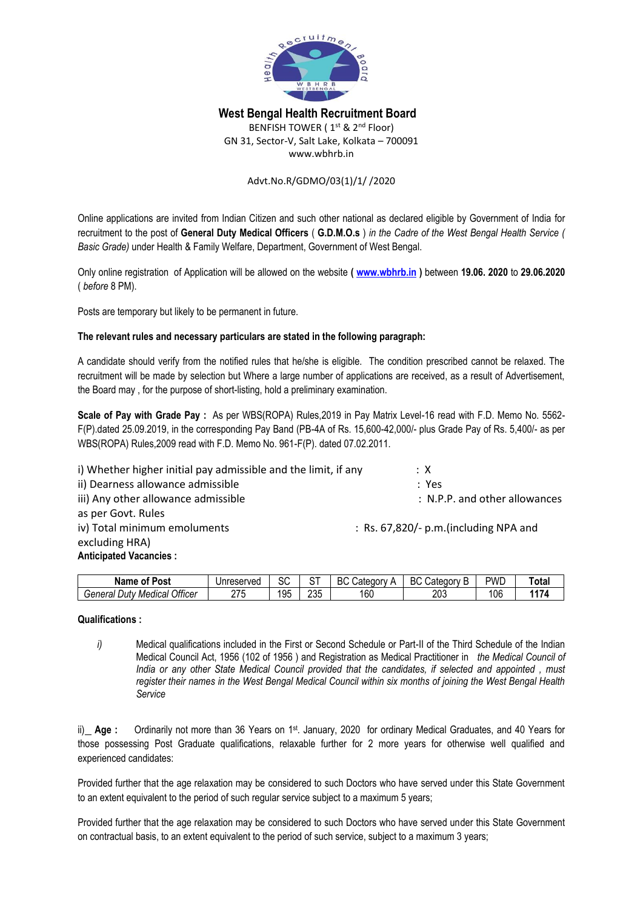# West Bengal Health Recruitment Board

BENFISH TOWER ( 1st & 2nd Floor)
GN 31, Sector-V, Salt Lake, Kolkata – 700091
www.wbhrb.in

Advt.No.R/GDMO/03(1)/1/ /2020

Online applications are invited from Indian Citizen and such other national as declared eligible by Government of India for recruitment to the post of **General Duty Medical Officers** ( **G.D.M.O.s** ) *in the Cadre of the West Bengal Health Service ( Basic Grade)* under Health & Family Welfare, Department, Government of West Bengal.

Only online registration of Application will be allowed on the website **( www.wbhrb.in )** between **19.06. 2020** to **29.06.2020** ( *before* 8 PM).

Posts are temporary but likely to be permanent in future.

**The relevant rules and necessary particulars are stated in the following paragraph:**

A candidate should verify from the notified rules that he/she is eligible. The condition prescribed cannot be relaxed. The recruitment will be made by selection but Where a large number of applications are received, as a result of Advertisement, the Board may , for the purpose of short-listing, hold a preliminary examination.

**Scale of Pay with Grade Pay :** As per WBS(ROPA) Rules,2019 in Pay Matrix Level-16 read with F.D. Memo No. 5562-F(P).dated 25.09.2019, in the corresponding Pay Band (PB-4A of Rs. 15,600-42,000/- plus Grade Pay of Rs. 5,400/- as per WBS(ROPA) Rules,2009 read with F.D. Memo No. 961-F(P). dated 07.02.2011.

i) Whether higher initial pay admissible and the limit, if any : X
ii) Dearness allowance admissible : Yes
iii) Any other allowance admissible as per Govt. Rules : N.P.P. and other allowances
iv) Total minimum emoluments : Rs. 67,820/- p.m.(including NPA and excluding HRA)

**Anticipated Vacancies :**

| Name of Post | Unreserved | SC | ST | BC Category A | BC Category B | PWD | Total |
|---|---|---|---|---|---|---|---|
| *General Duty Medical Officer* | 275 | 195 | 235 | 160 | 203 | 106 | **1174** |

**Qualifications :**

*i)* Medical qualifications included in the First or Second Schedule or Part-II of the Third Schedule of the Indian Medical Council Act, 1956 (102 of 1956 ) and Registration as Medical Practitioner in *the Medical Council of India or any other State Medical Council provided that the candidates, if selected and appointed , must register their names in the West Bengal Medical Council within six months of joining the West Bengal Health Service*

ii)_ **Age :** Ordinarily not more than 36 Years on 1st. January, 2020 for ordinary Medical Graduates, and 40 Years for those possessing Post Graduate qualifications, relaxable further for 2 more years for otherwise well qualified and experienced candidates:

Provided further that the age relaxation may be considered to such Doctors who have served under this State Government to an extent equivalent to the period of such regular service subject to a maximum 5 years;

Provided further that the age relaxation may be considered to such Doctors who have served under this State Government on contractual basis, to an extent equivalent to the period of such service, subject to a maximum 3 years;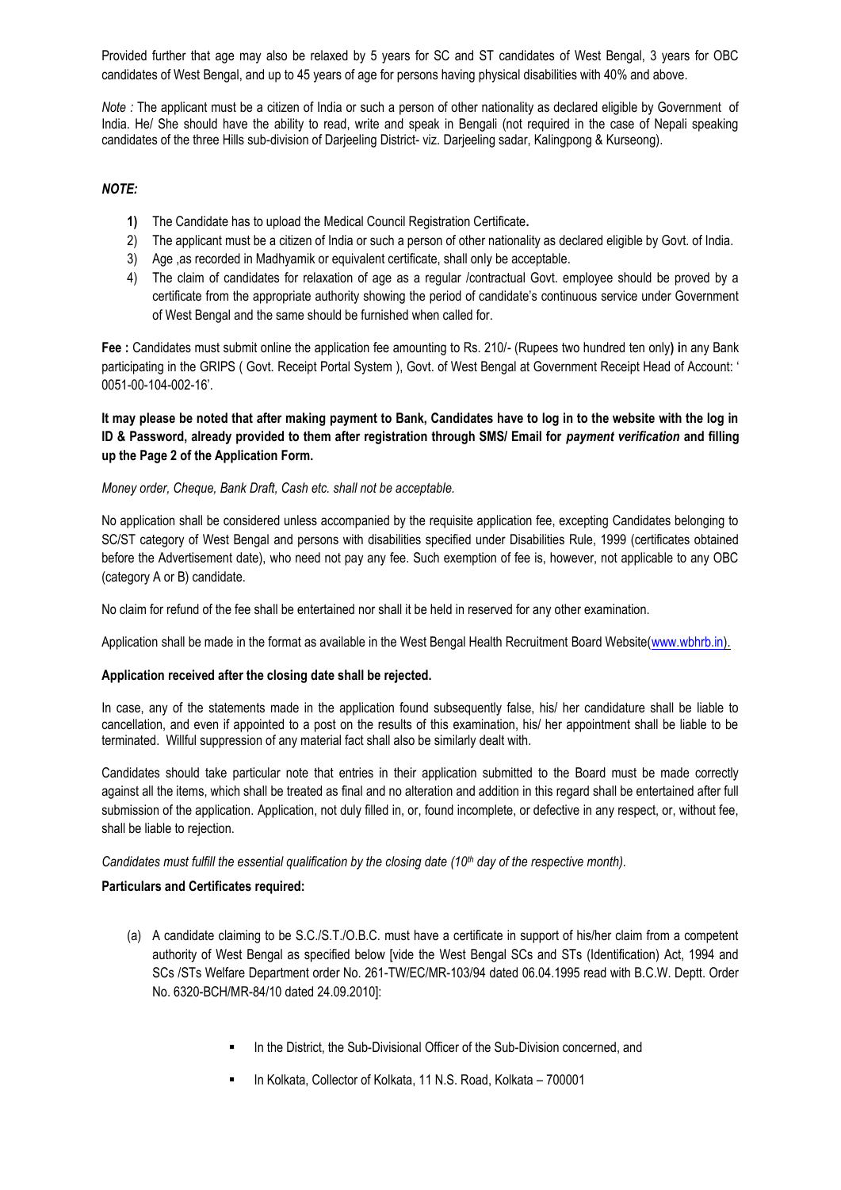Provided further that age may also be relaxed by 5 years for SC and ST candidates of West Bengal, 3 years for OBC candidates of West Bengal, and up to 45 years of age for persons having physical disabilities with 40% and above.

*Note :* The applicant must be a citizen of India or such a person of other nationality as declared eligible by Government of India. He/ She should have the ability to read, write and speak in Bengali (not required in the case of Nepali speaking candidates of the three Hills sub-division of Darjeeling District- viz. Darjeeling sadar, Kalingpong & Kurseong).

***NOTE:***

1) The Candidate has to upload the Medical Council Registration Certificate.
2) The applicant must be a citizen of India or such a person of other nationality as declared eligible by Govt. of India.
3) Age ,as recorded in Madhyamik or equivalent certificate, shall only be acceptable.
4) The claim of candidates for relaxation of age as a regular /contractual Govt. employee should be proved by a certificate from the appropriate authority showing the period of candidate's continuous service under Government of West Bengal and the same should be furnished when called for.

**Fee :** Candidates must submit online the application fee amounting to Rs. 210/- (Rupees two hundred ten only) in any Bank participating in the GRIPS ( Govt. Receipt Portal System ), Govt. of West Bengal at Government Receipt Head of Account: ' 0051-00-104-002-16'.

**It may please be noted that after making payment to Bank, Candidates have to log in to the website with the log in ID & Password, already provided to them after registration through SMS/ Email for *payment verification* and filling up the Page 2 of the Application Form.**

*Money order, Cheque, Bank Draft, Cash etc. shall not be acceptable.*

No application shall be considered unless accompanied by the requisite application fee, excepting Candidates belonging to SC/ST category of West Bengal and persons with disabilities specified under Disabilities Rule, 1999 (certificates obtained before the Advertisement date), who need not pay any fee. Such exemption of fee is, however, not applicable to any OBC (category A or B) candidate.

No claim for refund of the fee shall be entertained nor shall it be held in reserved for any other examination.

Application shall be made in the format as available in the West Bengal Health Recruitment Board Website(www.wbhrb.in).

**Application received after the closing date shall be rejected.**

In case, any of the statements made in the application found subsequently false, his/ her candidature shall be liable to cancellation, and even if appointed to a post on the results of this examination, his/ her appointment shall be liable to be terminated. Willful suppression of any material fact shall also be similarly dealt with.

Candidates should take particular note that entries in their application submitted to the Board must be made correctly against all the items, which shall be treated as final and no alteration and addition in this regard shall be entertained after full submission of the application. Application, not duly filled in, or, found incomplete, or defective in any respect, or, without fee, shall be liable to rejection.

*Candidates must fulfill the essential qualification by the closing date (10th day of the respective month).*

**Particulars and Certificates required:**

(a) A candidate claiming to be S.C./S.T./O.B.C. must have a certificate in support of his/her claim from a competent authority of West Bengal as specified below [vide the West Bengal SCs and STs (Identification) Act, 1994 and SCs /STs Welfare Department order No. 261-TW/EC/MR-103/94 dated 06.04.1995 read with B.C.W. Deptt. Order No. 6320-BCH/MR-84/10 dated 24.09.2010]:

- In the District, the Sub-Divisional Officer of the Sub-Division concerned, and
- In Kolkata, Collector of Kolkata, 11 N.S. Road, Kolkata – 700001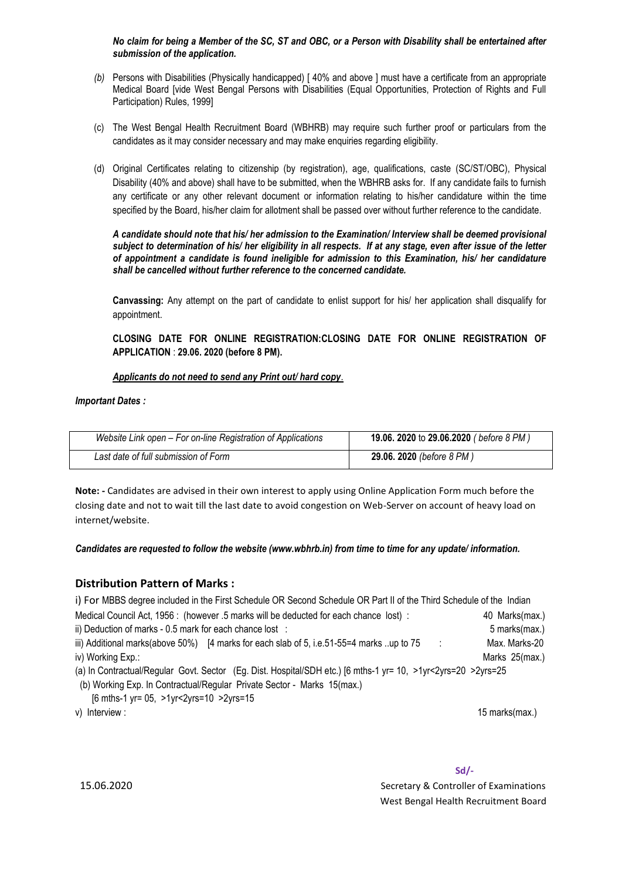***No claim for being a Member of the SC, ST and OBC, or a Person with Disability shall be entertained after submission of the application.***

*(b)* Persons with Disabilities (Physically handicapped) [ 40% and above ] must have a certificate from an appropriate Medical Board [vide West Bengal Persons with Disabilities (Equal Opportunities, Protection of Rights and Full Participation) Rules, 1999]

(c) The West Bengal Health Recruitment Board (WBHRB) may require such further proof or particulars from the candidates as it may consider necessary and may make enquiries regarding eligibility.

(d) Original Certificates relating to citizenship (by registration), age, qualifications, caste (SC/ST/OBC), Physical Disability (40% and above) shall have to be submitted, when the WBHRB asks for. If any candidate fails to furnish any certificate or any other relevant document or information relating to his/her candidature within the time specified by the Board, his/her claim for allotment shall be passed over without further reference to the candidate.

***A candidate should note that his/ her admission to the Examination/ Interview shall be deemed provisional subject to determination of his/ her eligibility in all respects. If at any stage, even after issue of the letter of appointment a candidate is found ineligible for admission to this Examination, his/ her candidature shall be cancelled without further reference to the concerned candidate.***

**Canvassing:** Any attempt on the part of candidate to enlist support for his/ her application shall disqualify for appointment.

**CLOSING DATE FOR ONLINE REGISTRATION:CLOSING DATE FOR ONLINE REGISTRATION OF APPLICATION** : **29.06. 2020 (before 8 PM).**

***Applicants do not need to send any Print out/ hard copy***.

***Important Dates :***

| | |
|---|---|
| *Website Link open – For on-line Registration of Applications* | **19.06. 2020** to **29.06.2020** *( before 8 PM )* |
| *Last date of full submission of Form* | **29.06. 2020** *(before 8 PM )* |

**Note: -** Candidates are advised in their own interest to apply using Online Application Form much before the closing date and not to wait till the last date to avoid congestion on Web-Server on account of heavy load on internet/website.

***Candidates are requested to follow the website (www.wbhrb.in) from time to time for any update/ information.***

## Distribution Pattern of Marks :

i) For MBBS degree included in the First Schedule OR Second Schedule OR Part II of the Third Schedule of the Indian Medical Council Act, 1956 : (however .5 marks will be deducted for each chance lost) : 40 Marks(max.)

ii) Deduction of marks - 0.5 mark for each chance lost : 5 marks(max.)

iii) Additional marks(above 50%) [4 marks for each slab of 5, i.e.51-55=4 marks ..up to 75 : Max. Marks-20

iv) Working Exp.: Marks 25(max.)

(a) In Contractual/Regular Govt. Sector (Eg. Dist. Hospital/SDH etc.) [6 mths-1 yr= 10, >1yr<2yrs=20 >2yrs=25

(b) Working Exp. In Contractual/Regular Private Sector - Marks 15(max.)
[6 mths-1 yr= 05, >1yr<2yrs=10 >2yrs=15

v) Interview : 15 marks(max.)

Sd/-

15.06.2020

Secretary & Controller of Examinations
West Bengal Health Recruitment Board